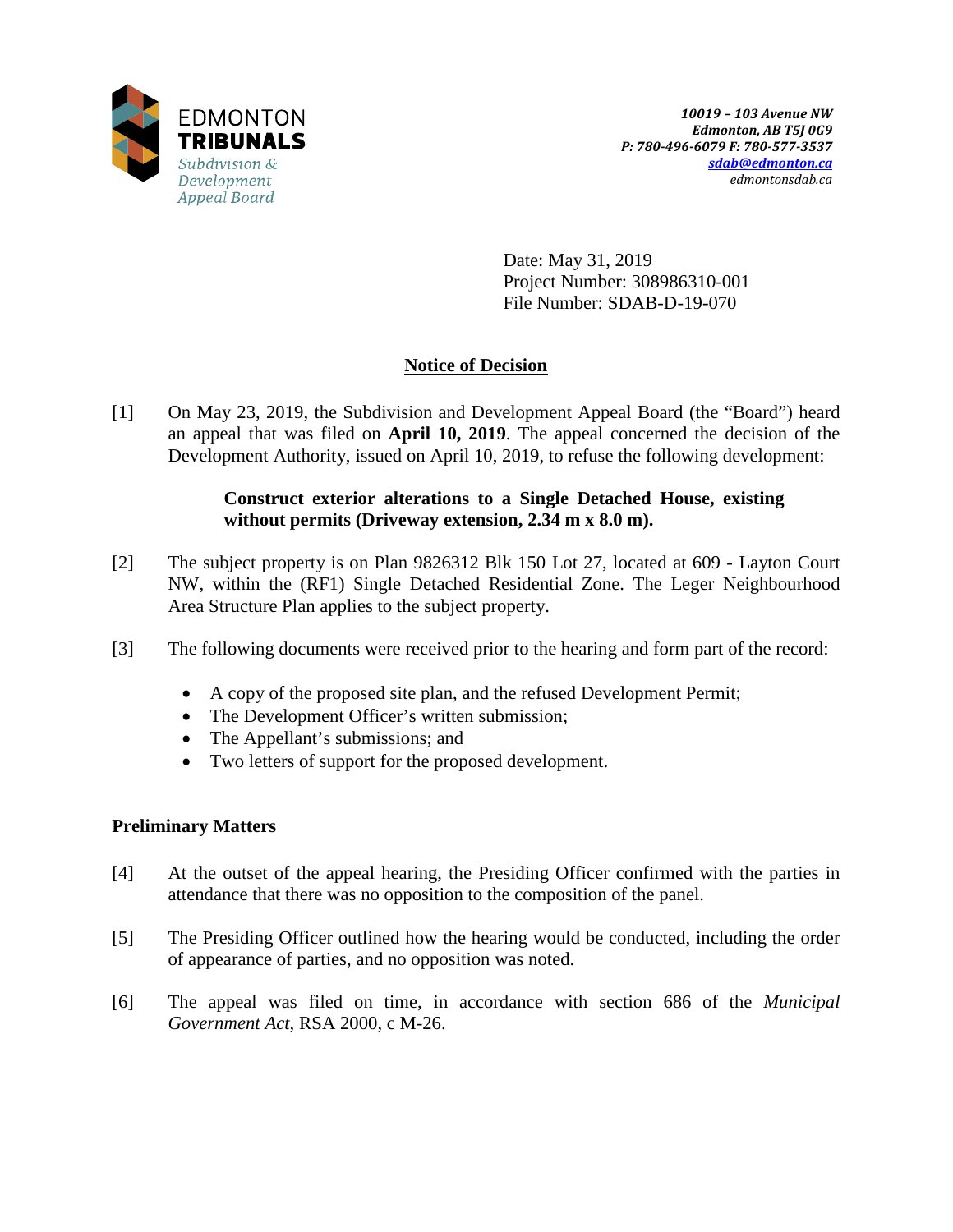EDMONTON
**TRIBUNALS**
*Subdivision & Development Appeal Board*

***10019 – 103 Avenue NW***
***Edmonton, AB T5J 0G9***
***P: 780-496-6079 F: 780-577-3537***
***sdab@edmonton.ca***
*edmontonsdab.ca*

Date: May 31, 2019
Project Number: 308986310-001
File Number: SDAB-D-19-070

## Notice of Decision

[1] On May 23, 2019, the Subdivision and Development Appeal Board (the "Board") heard an appeal that was filed on **April 10, 2019**. The appeal concerned the decision of the Development Authority, issued on April 10, 2019, to refuse the following development:

> **Construct exterior alterations to a Single Detached House, existing without permits (Driveway extension, 2.34 m x 8.0 m).**

[2] The subject property is on Plan 9826312 Blk 150 Lot 27, located at 609 - Layton Court NW, within the (RF1) Single Detached Residential Zone. The Leger Neighbourhood Area Structure Plan applies to the subject property.

[3] The following documents were received prior to the hearing and form part of the record:

- A copy of the proposed site plan, and the refused Development Permit;
- The Development Officer's written submission;
- The Appellant's submissions; and
- Two letters of support for the proposed development.

### Preliminary Matters

[4] At the outset of the appeal hearing, the Presiding Officer confirmed with the parties in attendance that there was no opposition to the composition of the panel.

[5] The Presiding Officer outlined how the hearing would be conducted, including the order of appearance of parties, and no opposition was noted.

[6] The appeal was filed on time, in accordance with section 686 of the *Municipal Government Act*, RSA 2000, c M-26.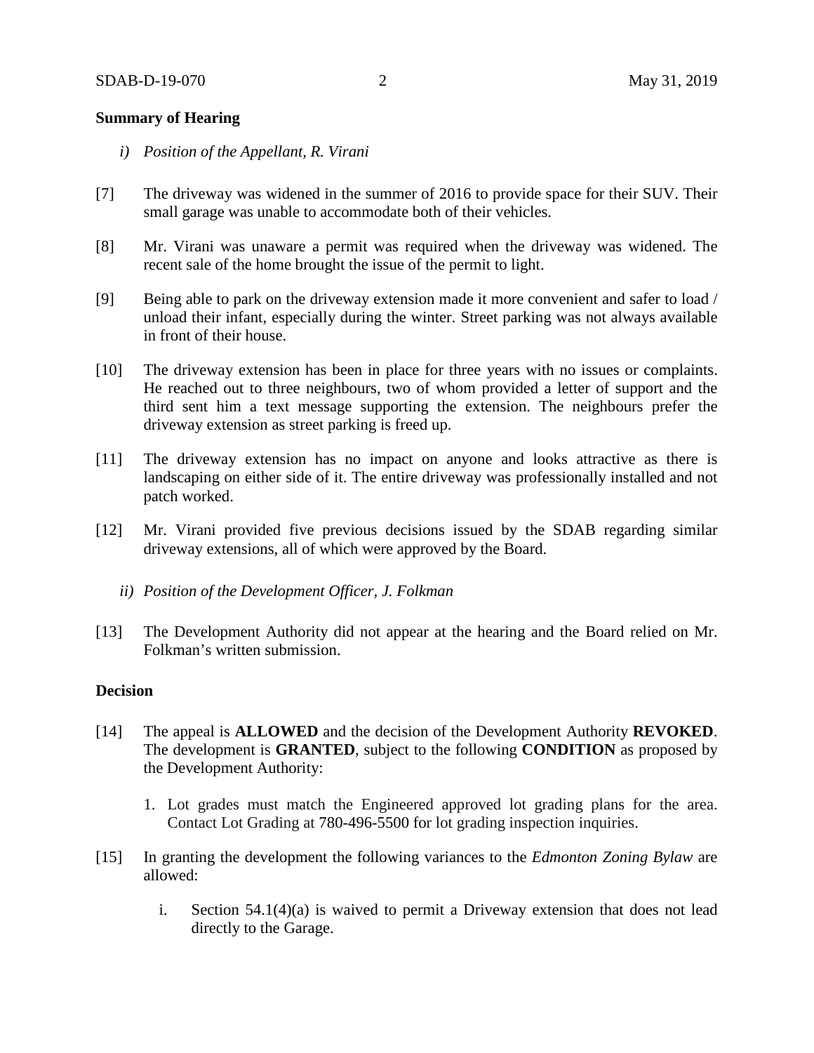**Summary of Hearing**

*i) Position of the Appellant, R. Virani*

[7] The driveway was widened in the summer of 2016 to provide space for their SUV. Their small garage was unable to accommodate both of their vehicles.

[8] Mr. Virani was unaware a permit was required when the driveway was widened. The recent sale of the home brought the issue of the permit to light.

[9] Being able to park on the driveway extension made it more convenient and safer to load / unload their infant, especially during the winter. Street parking was not always available in front of their house.

[10] The driveway extension has been in place for three years with no issues or complaints. He reached out to three neighbours, two of whom provided a letter of support and the third sent him a text message supporting the extension. The neighbours prefer the driveway extension as street parking is freed up.

[11] The driveway extension has no impact on anyone and looks attractive as there is landscaping on either side of it. The entire driveway was professionally installed and not patch worked.

[12] Mr. Virani provided five previous decisions issued by the SDAB regarding similar driveway extensions, all of which were approved by the Board.

*ii) Position of the Development Officer, J. Folkman*

[13] The Development Authority did not appear at the hearing and the Board relied on Mr. Folkman's written submission.

**Decision**

[14] The appeal is **ALLOWED** and the decision of the Development Authority **REVOKED**. The development is **GRANTED**, subject to the following **CONDITION** as proposed by the Development Authority:

1. Lot grades must match the Engineered approved lot grading plans for the area. Contact Lot Grading at 780-496-5500 for lot grading inspection inquiries.

[15] In granting the development the following variances to the *Edmonton Zoning Bylaw* are allowed:

i. Section 54.1(4)(a) is waived to permit a Driveway extension that does not lead directly to the Garage.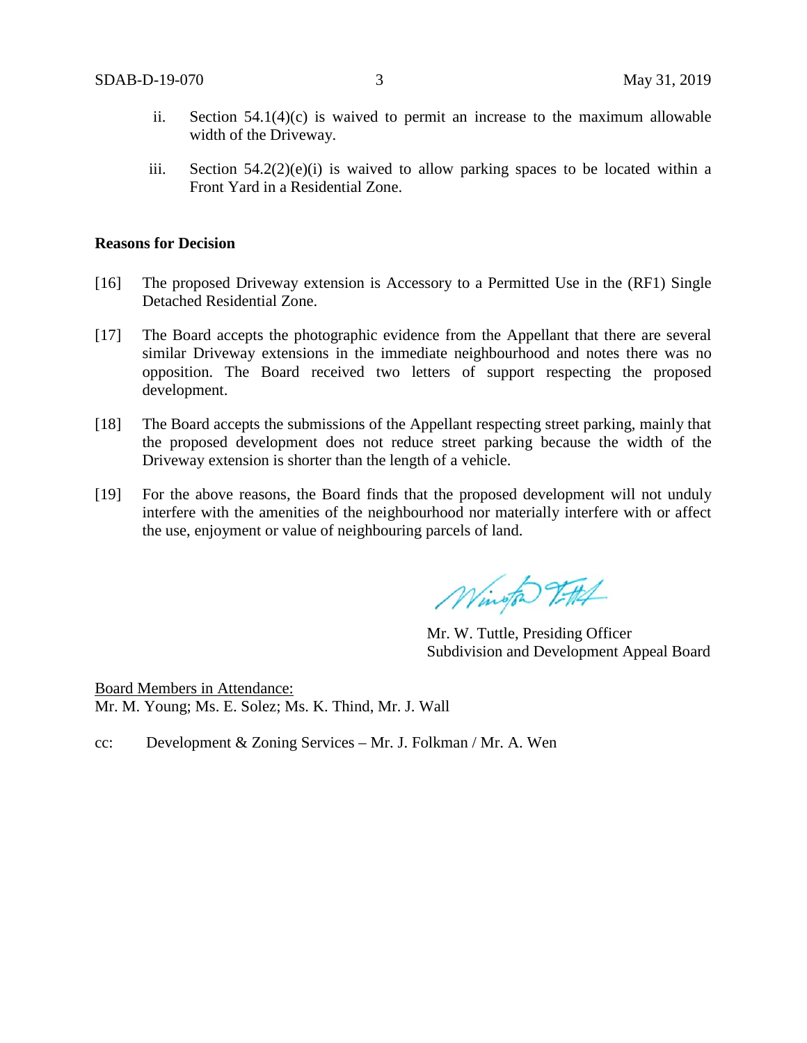ii. Section 54.1(4)(c) is waived to permit an increase to the maximum allowable width of the Driveway.

iii. Section 54.2(2)(e)(i) is waived to allow parking spaces to be located within a Front Yard in a Residential Zone.

**Reasons for Decision**

[16] The proposed Driveway extension is Accessory to a Permitted Use in the (RF1) Single Detached Residential Zone.

[17] The Board accepts the photographic evidence from the Appellant that there are several similar Driveway extensions in the immediate neighbourhood and notes there was no opposition. The Board received two letters of support respecting the proposed development.

[18] The Board accepts the submissions of the Appellant respecting street parking, mainly that the proposed development does not reduce street parking because the width of the Driveway extension is shorter than the length of a vehicle.

[19] For the above reasons, the Board finds that the proposed development will not unduly interfere with the amenities of the neighbourhood nor materially interfere with or affect the use, enjoyment or value of neighbouring parcels of land.

Mr. W. Tuttle, Presiding Officer
Subdivision and Development Appeal Board

Board Members in Attendance:
Mr. M. Young; Ms. E. Solez; Ms. K. Thind, Mr. J. Wall

cc: Development & Zoning Services – Mr. J. Folkman / Mr. A. Wen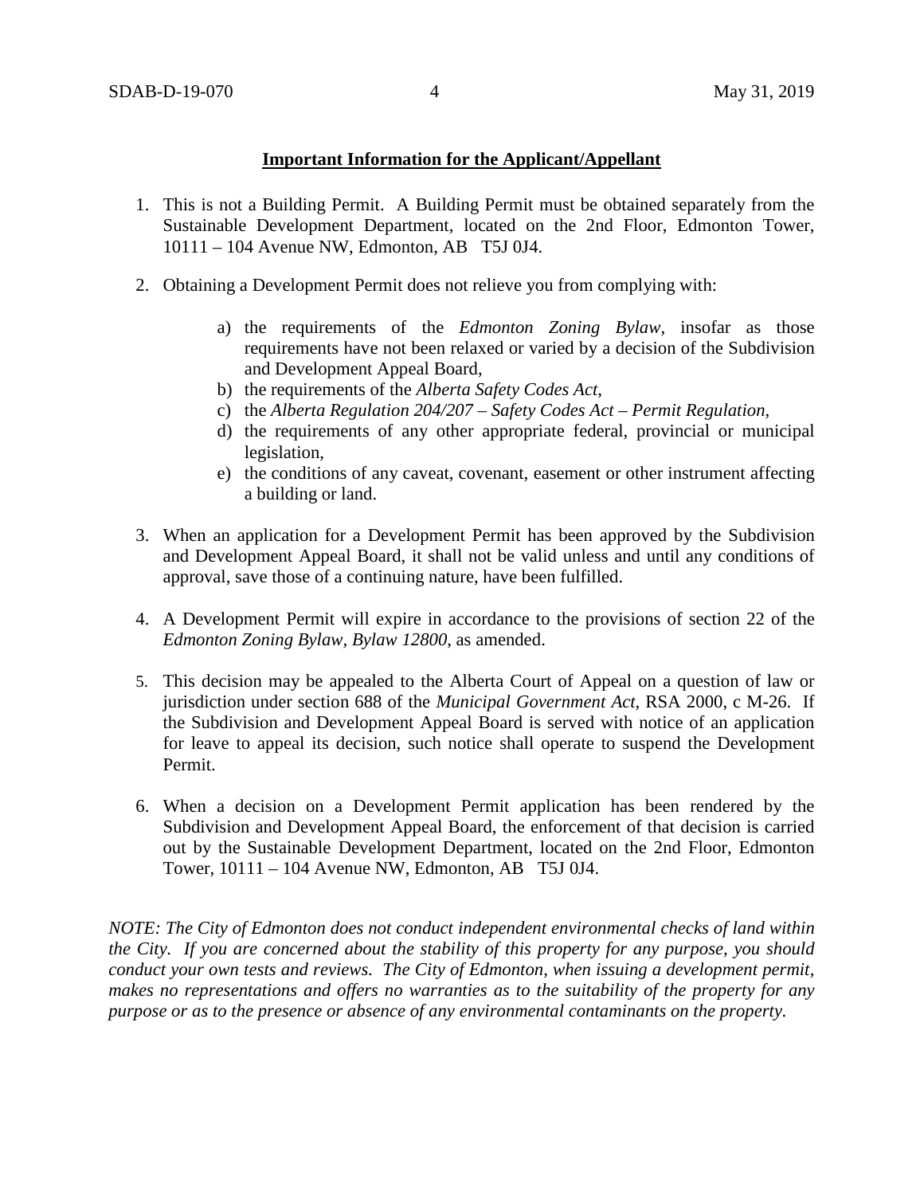**Important Information for the Applicant/Appellant**

1. This is not a Building Permit. A Building Permit must be obtained separately from the Sustainable Development Department, located on the 2nd Floor, Edmonton Tower, 10111 – 104 Avenue NW, Edmonton, AB T5J 0J4.

2. Obtaining a Development Permit does not relieve you from complying with:

   a) the requirements of the *Edmonton Zoning Bylaw*, insofar as those requirements have not been relaxed or varied by a decision of the Subdivision and Development Appeal Board,
   b) the requirements of the *Alberta Safety Codes Act*,
   c) the *Alberta Regulation 204/207 – Safety Codes Act – Permit Regulation*,
   d) the requirements of any other appropriate federal, provincial or municipal legislation,
   e) the conditions of any caveat, covenant, easement or other instrument affecting a building or land.

3. When an application for a Development Permit has been approved by the Subdivision and Development Appeal Board, it shall not be valid unless and until any conditions of approval, save those of a continuing nature, have been fulfilled.

4. A Development Permit will expire in accordance to the provisions of section 22 of the *Edmonton Zoning Bylaw, Bylaw 12800*, as amended.

5. This decision may be appealed to the Alberta Court of Appeal on a question of law or jurisdiction under section 688 of the *Municipal Government Act*, RSA 2000, c M-26. If the Subdivision and Development Appeal Board is served with notice of an application for leave to appeal its decision, such notice shall operate to suspend the Development Permit.

6. When a decision on a Development Permit application has been rendered by the Subdivision and Development Appeal Board, the enforcement of that decision is carried out by the Sustainable Development Department, located on the 2nd Floor, Edmonton Tower, 10111 – 104 Avenue NW, Edmonton, AB T5J 0J4.

*NOTE: The City of Edmonton does not conduct independent environmental checks of land within the City. If you are concerned about the stability of this property for any purpose, you should conduct your own tests and reviews. The City of Edmonton, when issuing a development permit, makes no representations and offers no warranties as to the suitability of the property for any purpose or as to the presence or absence of any environmental contaminants on the property.*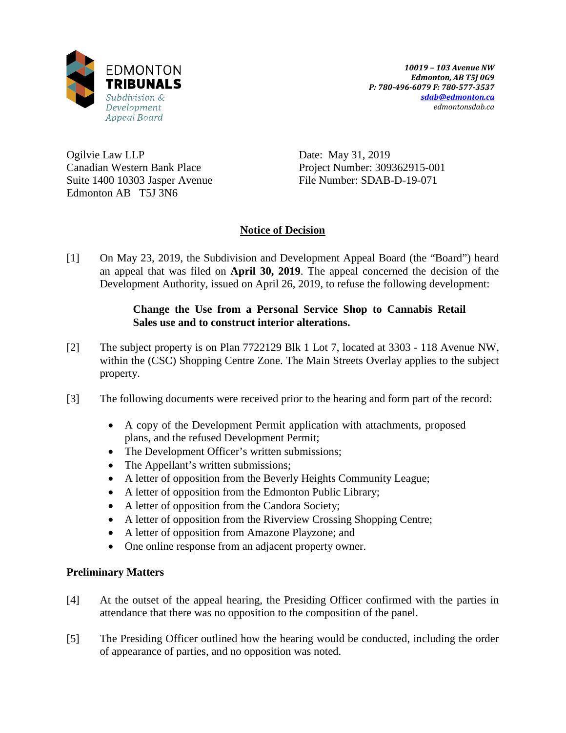EDMONTON
**TRIBUNALS**
*Subdivision & Development Appeal Board*

*10019 – 103 Avenue NW*
*Edmonton, AB T5J 0G9*
*P: 780-496-6079 F: 780-577-3537*
*sdab@edmonton.ca*
*edmontonsdab.ca*

Ogilvie Law LLP
Canadian Western Bank Place
Suite 1400 10303 Jasper Avenue
Edmonton AB T5J 3N6

Date: May 31, 2019
Project Number: 309362915-001
File Number: SDAB-D-19-071

## Notice of Decision

[1] On May 23, 2019, the Subdivision and Development Appeal Board (the "Board") heard an appeal that was filed on **April 30, 2019**. The appeal concerned the decision of the Development Authority, issued on April 26, 2019, to refuse the following development:

> **Change the Use from a Personal Service Shop to Cannabis Retail Sales use and to construct interior alterations.**

[2] The subject property is on Plan 7722129 Blk 1 Lot 7, located at 3303 - 118 Avenue NW, within the (CSC) Shopping Centre Zone. The Main Streets Overlay applies to the subject property.

[3] The following documents were received prior to the hearing and form part of the record:

- A copy of the Development Permit application with attachments, proposed plans, and the refused Development Permit;
- The Development Officer's written submissions;
- The Appellant's written submissions;
- A letter of opposition from the Beverly Heights Community League;
- A letter of opposition from the Edmonton Public Library;
- A letter of opposition from the Candora Society;
- A letter of opposition from the Riverview Crossing Shopping Centre;
- A letter of opposition from Amazone Playzone; and
- One online response from an adjacent property owner.

### Preliminary Matters

[4] At the outset of the appeal hearing, the Presiding Officer confirmed with the parties in attendance that there was no opposition to the composition of the panel.

[5] The Presiding Officer outlined how the hearing would be conducted, including the order of appearance of parties, and no opposition was noted.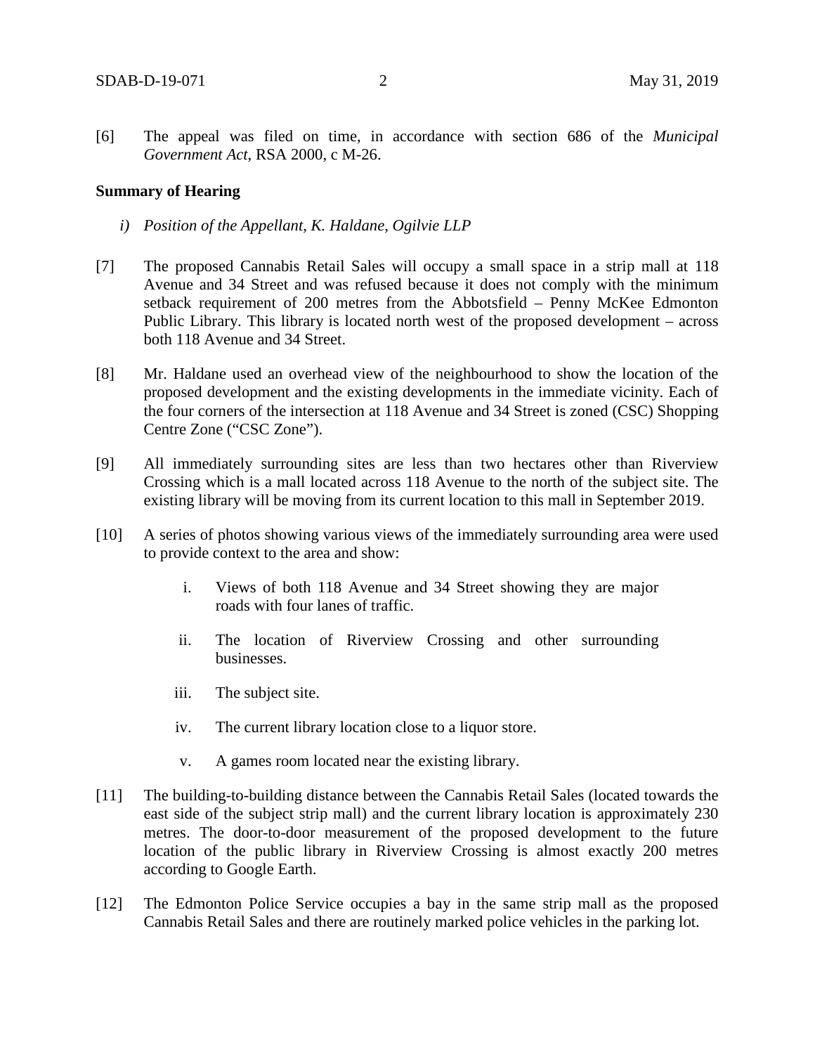[6] The appeal was filed on time, in accordance with section 686 of the *Municipal Government Act*, RSA 2000, c M-26.

**Summary of Hearing**

*i) Position of the Appellant, K. Haldane, Ogilvie LLP*

[7] The proposed Cannabis Retail Sales will occupy a small space in a strip mall at 118 Avenue and 34 Street and was refused because it does not comply with the minimum setback requirement of 200 metres from the Abbotsfield – Penny McKee Edmonton Public Library. This library is located north west of the proposed development – across both 118 Avenue and 34 Street.

[8] Mr. Haldane used an overhead view of the neighbourhood to show the location of the proposed development and the existing developments in the immediate vicinity. Each of the four corners of the intersection at 118 Avenue and 34 Street is zoned (CSC) Shopping Centre Zone ("CSC Zone").

[9] All immediately surrounding sites are less than two hectares other than Riverview Crossing which is a mall located across 118 Avenue to the north of the subject site. The existing library will be moving from its current location to this mall in September 2019.

[10] A series of photos showing various views of the immediately surrounding area were used to provide context to the area and show:

i. Views of both 118 Avenue and 34 Street showing they are major roads with four lanes of traffic.

ii. The location of Riverview Crossing and other surrounding businesses.

iii. The subject site.

iv. The current library location close to a liquor store.

v. A games room located near the existing library.

[11] The building-to-building distance between the Cannabis Retail Sales (located towards the east side of the subject strip mall) and the current library location is approximately 230 metres. The door-to-door measurement of the proposed development to the future location of the public library in Riverview Crossing is almost exactly 200 metres according to Google Earth.

[12] The Edmonton Police Service occupies a bay in the same strip mall as the proposed Cannabis Retail Sales and there are routinely marked police vehicles in the parking lot.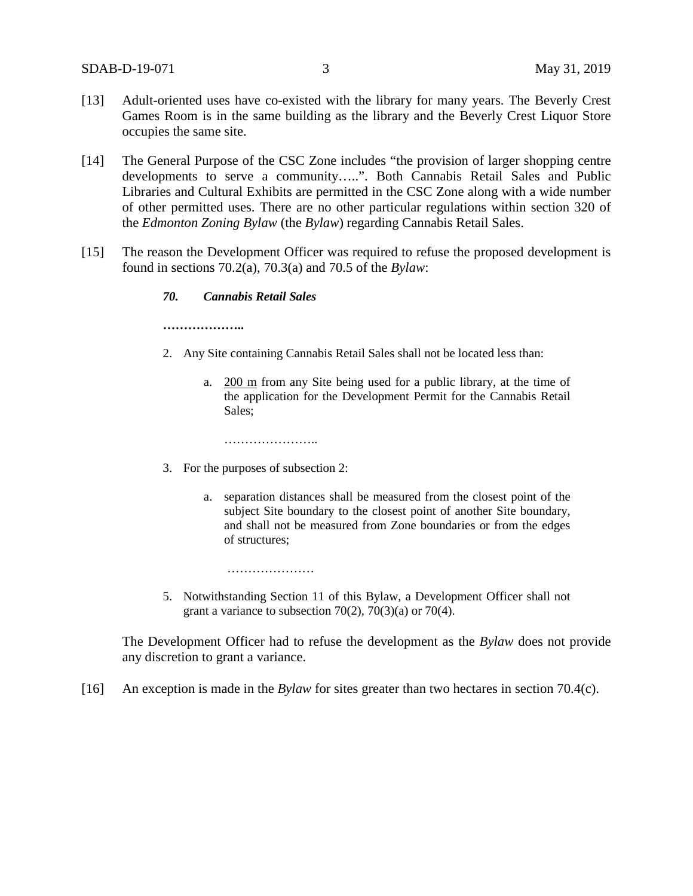[13] Adult-oriented uses have co-existed with the library for many years. The Beverly Crest Games Room is in the same building as the library and the Beverly Crest Liquor Store occupies the same site.

[14] The General Purpose of the CSC Zone includes "the provision of larger shopping centre developments to serve a community…..". Both Cannabis Retail Sales and Public Libraries and Cultural Exhibits are permitted in the CSC Zone along with a wide number of other permitted uses. There are no other particular regulations within section 320 of the *Edmonton Zoning Bylaw* (the *Bylaw*) regarding Cannabis Retail Sales.

[15] The reason the Development Officer was required to refuse the proposed development is found in sections 70.2(a), 70.3(a) and 70.5 of the *Bylaw*:

> ***70. Cannabis Retail Sales***
>
> **………………..**
>
> 2. Any Site containing Cannabis Retail Sales shall not be located less than:
>
>    a. <u>200 m</u> from any Site being used for a public library, at the time of the application for the Development Permit for the Cannabis Retail Sales;
>
>    …………………..
>
> 3. For the purposes of subsection 2:
>
>    a. separation distances shall be measured from the closest point of the subject Site boundary to the closest point of another Site boundary, and shall not be measured from Zone boundaries or from the edges of structures;
>
>    …………………
>
> 5. Notwithstanding Section 11 of this Bylaw, a Development Officer shall not grant a variance to subsection 70(2), 70(3)(a) or 70(4).

The Development Officer had to refuse the development as the *Bylaw* does not provide any discretion to grant a variance.

[16] An exception is made in the *Bylaw* for sites greater than two hectares in section 70.4(c).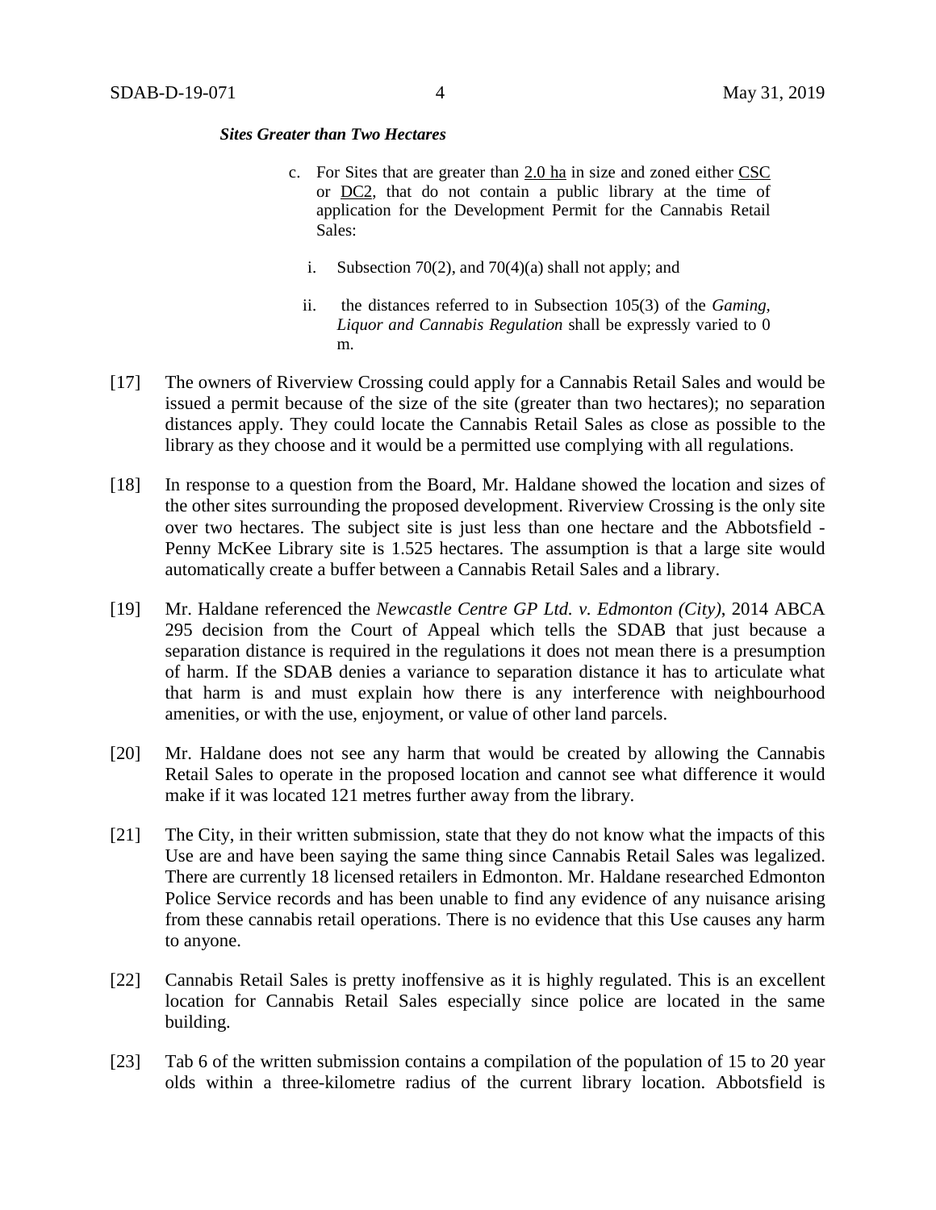***Sites Greater than Two Hectares***

c. For Sites that are greater than 2.0 ha in size and zoned either CSC or DC2, that do not contain a public library at the time of application for the Development Permit for the Cannabis Retail Sales:

   i. Subsection 70(2), and 70(4)(a) shall not apply; and

   ii. the distances referred to in Subsection 105(3) of the *Gaming, Liquor and Cannabis Regulation* shall be expressly varied to 0 m.

[17] The owners of Riverview Crossing could apply for a Cannabis Retail Sales and would be issued a permit because of the size of the site (greater than two hectares); no separation distances apply. They could locate the Cannabis Retail Sales as close as possible to the library as they choose and it would be a permitted use complying with all regulations.

[18] In response to a question from the Board, Mr. Haldane showed the location and sizes of the other sites surrounding the proposed development. Riverview Crossing is the only site over two hectares. The subject site is just less than one hectare and the Abbotsfield - Penny McKee Library site is 1.525 hectares. The assumption is that a large site would automatically create a buffer between a Cannabis Retail Sales and a library.

[19] Mr. Haldane referenced the *Newcastle Centre GP Ltd. v. Edmonton (City)*, 2014 ABCA 295 decision from the Court of Appeal which tells the SDAB that just because a separation distance is required in the regulations it does not mean there is a presumption of harm. If the SDAB denies a variance to separation distance it has to articulate what that harm is and must explain how there is any interference with neighbourhood amenities, or with the use, enjoyment, or value of other land parcels.

[20] Mr. Haldane does not see any harm that would be created by allowing the Cannabis Retail Sales to operate in the proposed location and cannot see what difference it would make if it was located 121 metres further away from the library.

[21] The City, in their written submission, state that they do not know what the impacts of this Use are and have been saying the same thing since Cannabis Retail Sales was legalized. There are currently 18 licensed retailers in Edmonton. Mr. Haldane researched Edmonton Police Service records and has been unable to find any evidence of any nuisance arising from these cannabis retail operations. There is no evidence that this Use causes any harm to anyone.

[22] Cannabis Retail Sales is pretty inoffensive as it is highly regulated. This is an excellent location for Cannabis Retail Sales especially since police are located in the same building.

[23] Tab 6 of the written submission contains a compilation of the population of 15 to 20 year olds within a three-kilometre radius of the current library location. Abbotsfield is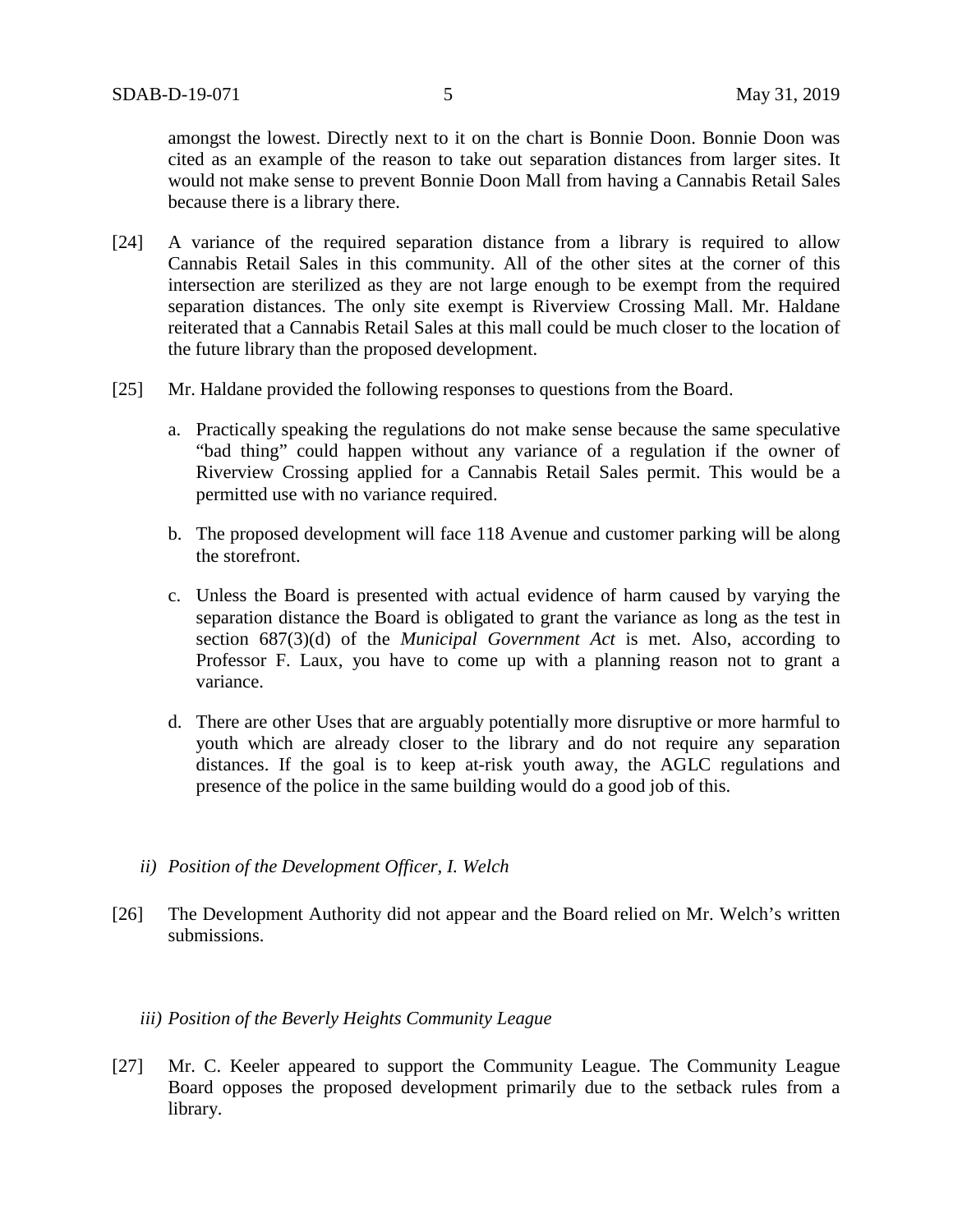amongst the lowest. Directly next to it on the chart is Bonnie Doon. Bonnie Doon was cited as an example of the reason to take out separation distances from larger sites. It would not make sense to prevent Bonnie Doon Mall from having a Cannabis Retail Sales because there is a library there.

[24] A variance of the required separation distance from a library is required to allow Cannabis Retail Sales in this community. All of the other sites at the corner of this intersection are sterilized as they are not large enough to be exempt from the required separation distances. The only site exempt is Riverview Crossing Mall. Mr. Haldane reiterated that a Cannabis Retail Sales at this mall could be much closer to the location of the future library than the proposed development.

[25] Mr. Haldane provided the following responses to questions from the Board.

a. Practically speaking the regulations do not make sense because the same speculative "bad thing" could happen without any variance of a regulation if the owner of Riverview Crossing applied for a Cannabis Retail Sales permit. This would be a permitted use with no variance required.

b. The proposed development will face 118 Avenue and customer parking will be along the storefront.

c. Unless the Board is presented with actual evidence of harm caused by varying the separation distance the Board is obligated to grant the variance as long as the test in section 687(3)(d) of the *Municipal Government Act* is met. Also, according to Professor F. Laux, you have to come up with a planning reason not to grant a variance.

d. There are other Uses that are arguably potentially more disruptive or more harmful to youth which are already closer to the library and do not require any separation distances. If the goal is to keep at-risk youth away, the AGLC regulations and presence of the police in the same building would do a good job of this.

*ii) Position of the Development Officer, I. Welch*

[26] The Development Authority did not appear and the Board relied on Mr. Welch's written submissions.

*iii) Position of the Beverly Heights Community League*

[27] Mr. C. Keeler appeared to support the Community League. The Community League Board opposes the proposed development primarily due to the setback rules from a library.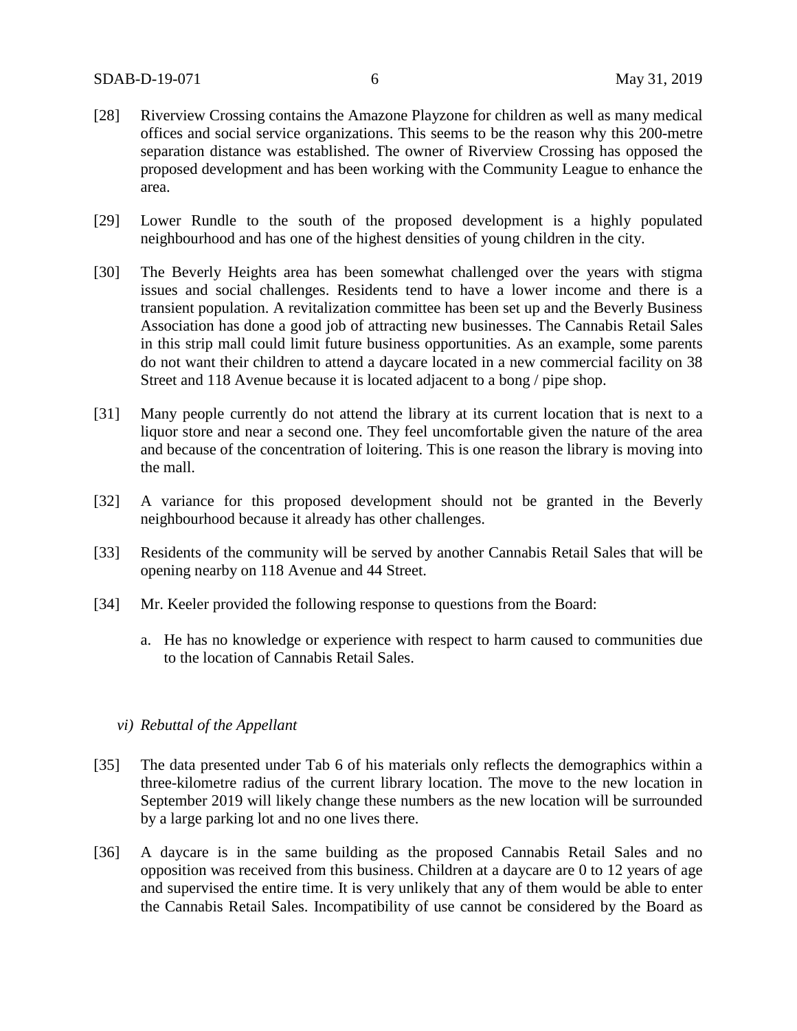[28] Riverview Crossing contains the Amazone Playzone for children as well as many medical offices and social service organizations. This seems to be the reason why this 200-metre separation distance was established. The owner of Riverview Crossing has opposed the proposed development and has been working with the Community League to enhance the area.

[29] Lower Rundle to the south of the proposed development is a highly populated neighbourhood and has one of the highest densities of young children in the city.

[30] The Beverly Heights area has been somewhat challenged over the years with stigma issues and social challenges. Residents tend to have a lower income and there is a transient population. A revitalization committee has been set up and the Beverly Business Association has done a good job of attracting new businesses. The Cannabis Retail Sales in this strip mall could limit future business opportunities. As an example, some parents do not want their children to attend a daycare located in a new commercial facility on 38 Street and 118 Avenue because it is located adjacent to a bong / pipe shop.

[31] Many people currently do not attend the library at its current location that is next to a liquor store and near a second one. They feel uncomfortable given the nature of the area and because of the concentration of loitering. This is one reason the library is moving into the mall.

[32] A variance for this proposed development should not be granted in the Beverly neighbourhood because it already has other challenges.

[33] Residents of the community will be served by another Cannabis Retail Sales that will be opening nearby on 118 Avenue and 44 Street.

[34] Mr. Keeler provided the following response to questions from the Board:

a. He has no knowledge or experience with respect to harm caused to communities due to the location of Cannabis Retail Sales.

*vi) Rebuttal of the Appellant*

[35] The data presented under Tab 6 of his materials only reflects the demographics within a three-kilometre radius of the current library location. The move to the new location in September 2019 will likely change these numbers as the new location will be surrounded by a large parking lot and no one lives there.

[36] A daycare is in the same building as the proposed Cannabis Retail Sales and no opposition was received from this business. Children at a daycare are 0 to 12 years of age and supervised the entire time. It is very unlikely that any of them would be able to enter the Cannabis Retail Sales. Incompatibility of use cannot be considered by the Board as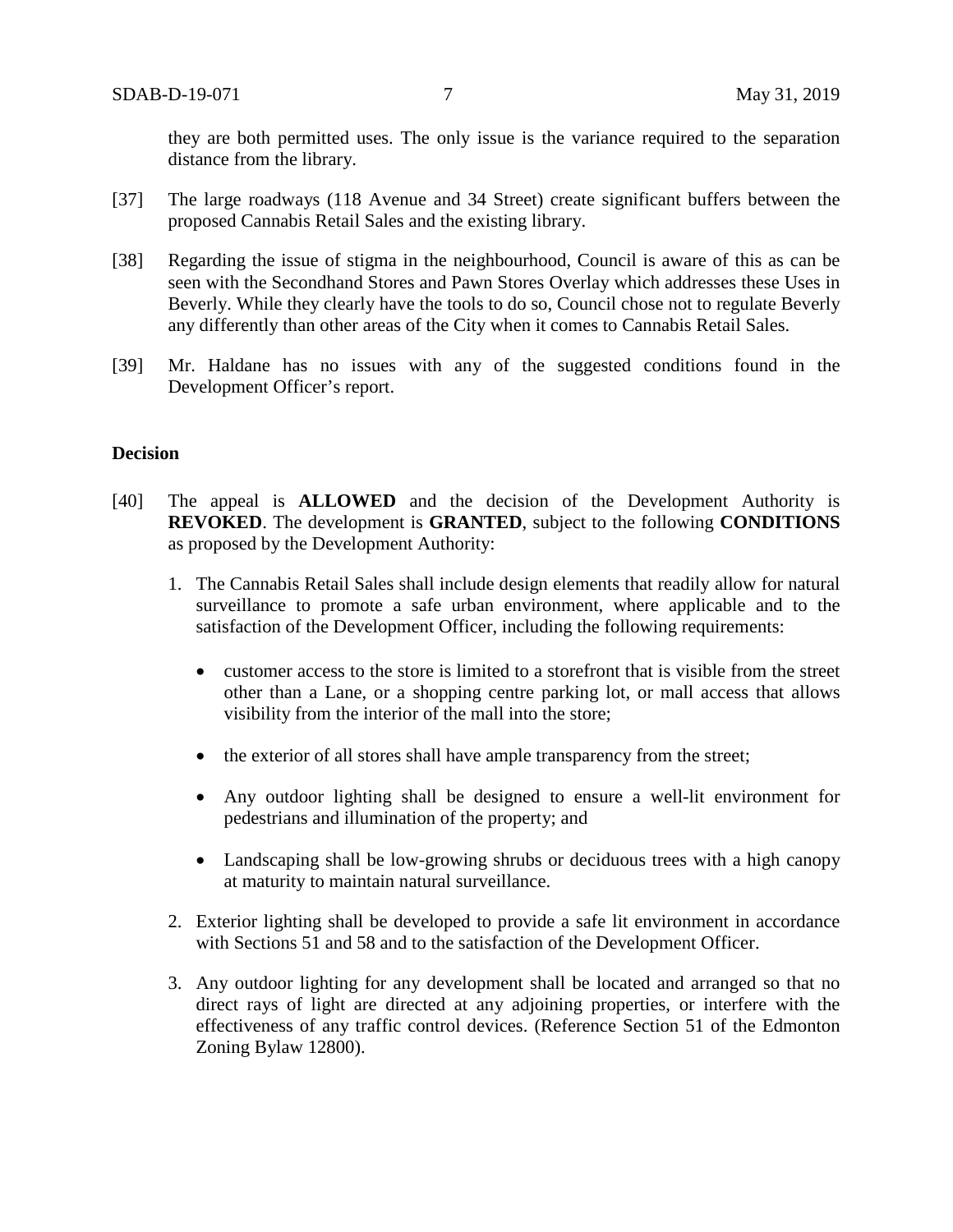they are both permitted uses. The only issue is the variance required to the separation distance from the library.

[37] The large roadways (118 Avenue and 34 Street) create significant buffers between the proposed Cannabis Retail Sales and the existing library.

[38] Regarding the issue of stigma in the neighbourhood, Council is aware of this as can be seen with the Secondhand Stores and Pawn Stores Overlay which addresses these Uses in Beverly. While they clearly have the tools to do so, Council chose not to regulate Beverly any differently than other areas of the City when it comes to Cannabis Retail Sales.

[39] Mr. Haldane has no issues with any of the suggested conditions found in the Development Officer's report.

**Decision**

[40] The appeal is **ALLOWED** and the decision of the Development Authority is **REVOKED**. The development is **GRANTED**, subject to the following **CONDITIONS** as proposed by the Development Authority:

1. The Cannabis Retail Sales shall include design elements that readily allow for natural surveillance to promote a safe urban environment, where applicable and to the satisfaction of the Development Officer, including the following requirements:

    - customer access to the store is limited to a storefront that is visible from the street other than a Lane, or a shopping centre parking lot, or mall access that allows visibility from the interior of the mall into the store;

    - the exterior of all stores shall have ample transparency from the street;

    - Any outdoor lighting shall be designed to ensure a well-lit environment for pedestrians and illumination of the property; and

    - Landscaping shall be low-growing shrubs or deciduous trees with a high canopy at maturity to maintain natural surveillance.

2. Exterior lighting shall be developed to provide a safe lit environment in accordance with Sections 51 and 58 and to the satisfaction of the Development Officer.

3. Any outdoor lighting for any development shall be located and arranged so that no direct rays of light are directed at any adjoining properties, or interfere with the effectiveness of any traffic control devices. (Reference Section 51 of the Edmonton Zoning Bylaw 12800).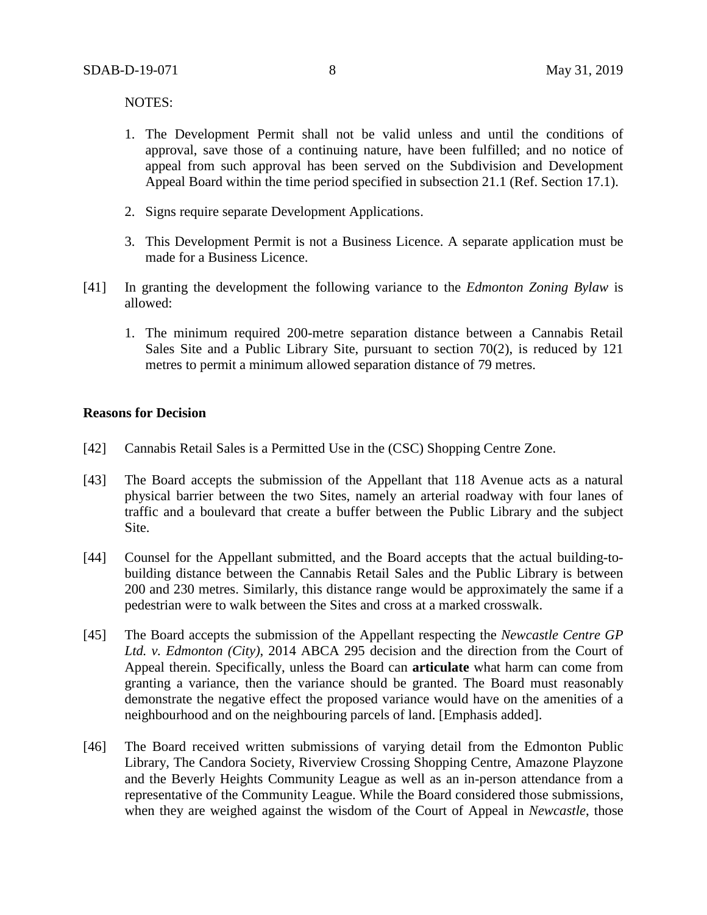NOTES:

1. The Development Permit shall not be valid unless and until the conditions of approval, save those of a continuing nature, have been fulfilled; and no notice of appeal from such approval has been served on the Subdivision and Development Appeal Board within the time period specified in subsection 21.1 (Ref. Section 17.1).

2. Signs require separate Development Applications.

3. This Development Permit is not a Business Licence. A separate application must be made for a Business Licence.

[41] In granting the development the following variance to the *Edmonton Zoning Bylaw* is allowed:

1. The minimum required 200-metre separation distance between a Cannabis Retail Sales Site and a Public Library Site, pursuant to section 70(2), is reduced by 121 metres to permit a minimum allowed separation distance of 79 metres.

**Reasons for Decision**

[42] Cannabis Retail Sales is a Permitted Use in the (CSC) Shopping Centre Zone.

[43] The Board accepts the submission of the Appellant that 118 Avenue acts as a natural physical barrier between the two Sites, namely an arterial roadway with four lanes of traffic and a boulevard that create a buffer between the Public Library and the subject Site.

[44] Counsel for the Appellant submitted, and the Board accepts that the actual building-to-building distance between the Cannabis Retail Sales and the Public Library is between 200 and 230 metres. Similarly, this distance range would be approximately the same if a pedestrian were to walk between the Sites and cross at a marked crosswalk.

[45] The Board accepts the submission of the Appellant respecting the *Newcastle Centre GP Ltd. v. Edmonton (City)*, 2014 ABCA 295 decision and the direction from the Court of Appeal therein. Specifically, unless the Board can **articulate** what harm can come from granting a variance, then the variance should be granted. The Board must reasonably demonstrate the negative effect the proposed variance would have on the amenities of a neighbourhood and on the neighbouring parcels of land. [Emphasis added].

[46] The Board received written submissions of varying detail from the Edmonton Public Library, The Candora Society, Riverview Crossing Shopping Centre, Amazone Playzone and the Beverly Heights Community League as well as an in-person attendance from a representative of the Community League. While the Board considered those submissions, when they are weighed against the wisdom of the Court of Appeal in *Newcastle*, those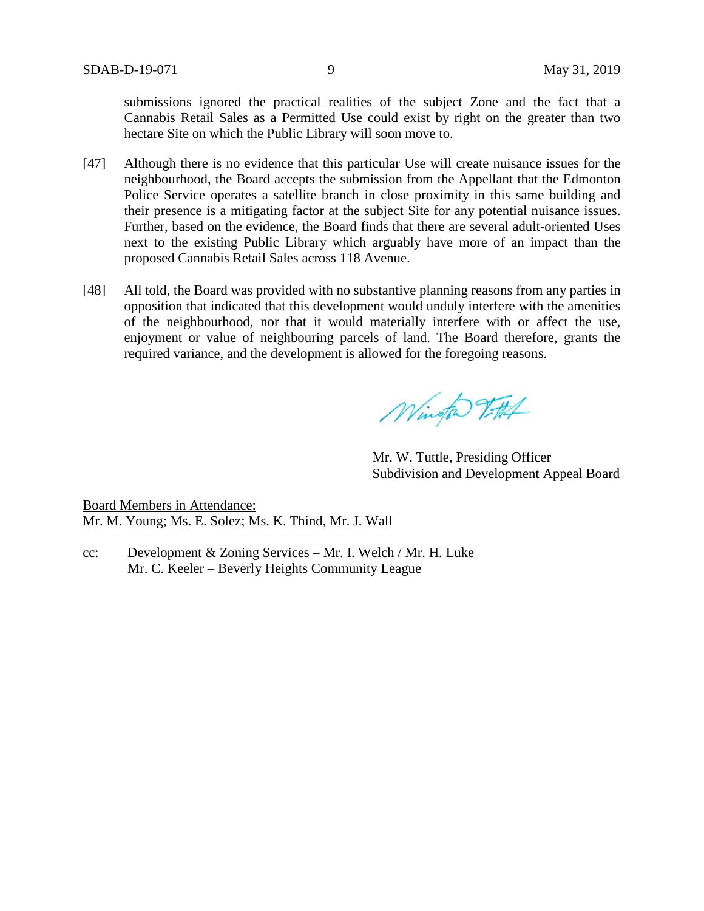submissions ignored the practical realities of the subject Zone and the fact that a Cannabis Retail Sales as a Permitted Use could exist by right on the greater than two hectare Site on which the Public Library will soon move to.

[47] Although there is no evidence that this particular Use will create nuisance issues for the neighbourhood, the Board accepts the submission from the Appellant that the Edmonton Police Service operates a satellite branch in close proximity in this same building and their presence is a mitigating factor at the subject Site for any potential nuisance issues. Further, based on the evidence, the Board finds that there are several adult-oriented Uses next to the existing Public Library which arguably have more of an impact than the proposed Cannabis Retail Sales across 118 Avenue.

[48] All told, the Board was provided with no substantive planning reasons from any parties in opposition that indicated that this development would unduly interfere with the amenities of the neighbourhood, nor that it would materially interfere with or affect the use, enjoyment or value of neighbouring parcels of land. The Board therefore, grants the required variance, and the development is allowed for the foregoing reasons.

Mr. W. Tuttle, Presiding Officer
Subdivision and Development Appeal Board

Board Members in Attendance:
Mr. M. Young; Ms. E. Solez; Ms. K. Thind, Mr. J. Wall

cc: Development & Zoning Services – Mr. I. Welch / Mr. H. Luke
Mr. C. Keeler – Beverly Heights Community League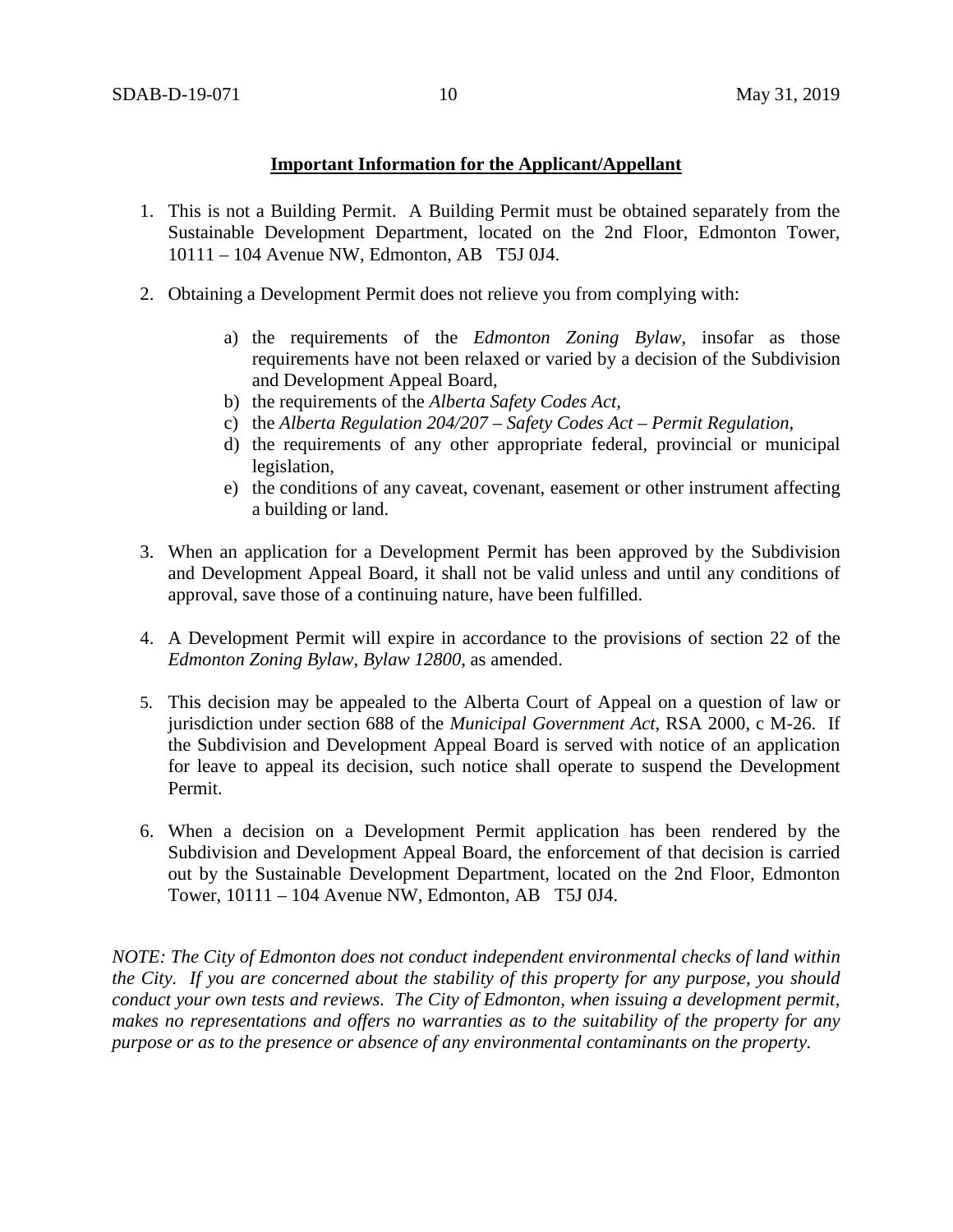**Important Information for the Applicant/Appellant**

1. This is not a Building Permit. A Building Permit must be obtained separately from the Sustainable Development Department, located on the 2nd Floor, Edmonton Tower, 10111 – 104 Avenue NW, Edmonton, AB T5J 0J4.

2. Obtaining a Development Permit does not relieve you from complying with:

    a) the requirements of the *Edmonton Zoning Bylaw*, insofar as those requirements have not been relaxed or varied by a decision of the Subdivision and Development Appeal Board,
    b) the requirements of the *Alberta Safety Codes Act*,
    c) the *Alberta Regulation 204/207 – Safety Codes Act – Permit Regulation*,
    d) the requirements of any other appropriate federal, provincial or municipal legislation,
    e) the conditions of any caveat, covenant, easement or other instrument affecting a building or land.

3. When an application for a Development Permit has been approved by the Subdivision and Development Appeal Board, it shall not be valid unless and until any conditions of approval, save those of a continuing nature, have been fulfilled.

4. A Development Permit will expire in accordance to the provisions of section 22 of the *Edmonton Zoning Bylaw, Bylaw 12800*, as amended.

5. This decision may be appealed to the Alberta Court of Appeal on a question of law or jurisdiction under section 688 of the *Municipal Government Act*, RSA 2000, c M-26. If the Subdivision and Development Appeal Board is served with notice of an application for leave to appeal its decision, such notice shall operate to suspend the Development Permit.

6. When a decision on a Development Permit application has been rendered by the Subdivision and Development Appeal Board, the enforcement of that decision is carried out by the Sustainable Development Department, located on the 2nd Floor, Edmonton Tower, 10111 – 104 Avenue NW, Edmonton, AB T5J 0J4.

*NOTE: The City of Edmonton does not conduct independent environmental checks of land within the City. If you are concerned about the stability of this property for any purpose, you should conduct your own tests and reviews. The City of Edmonton, when issuing a development permit, makes no representations and offers no warranties as to the suitability of the property for any purpose or as to the presence or absence of any environmental contaminants on the property.*